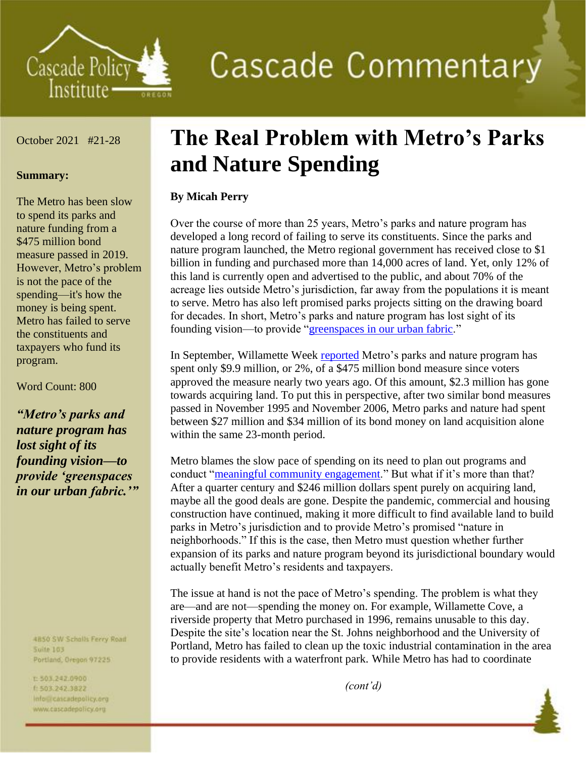Cascade Policy Institute

# Cascade Commentary

October 2021 #21-28

**Summary:**

The Metro has been slow to spend its parks and nature funding from a $475 million bond measure passed in 2019. However, Metro's problem is not the pace of the spending—it's how the money is being spent. Metro has failed to serve the constituents and taxpayers who fund its program.

Word Count: 800

***"Metro's parks and nature program has lost sight of its founding vision—to provide 'greenspaces in our urban fabric.'"***

4850 SW Scholls Ferry Road
Suite 103
Portland, Oregon 97225

t: 503.242.0900
f: 503.242.3822
info@cascadepolicy.org
www.cascadepolicy.org

# The Real Problem with Metro's Parks and Nature Spending

**By Micah Perry**

Over the course of more than 25 years, Metro's parks and nature program has developed a long record of failing to serve its constituents. Since the parks and nature program launched, the Metro regional government has received close to $1 billion in funding and purchased more than 14,000 acres of land. Yet, only 12% of this land is currently open and advertised to the public, and about 70% of the acreage lies outside Metro's jurisdiction, far away from the populations it is meant to serve. Metro has also left promised parks projects sitting on the drawing board for decades. In short, Metro's parks and nature program has lost sight of its founding vision—to provide "greenspaces in our urban fabric."

In September, Willamette Week reported Metro's parks and nature program has spent only $9.9 million, or 2%, of a $475 million bond measure since voters approved the measure nearly two years ago. Of this amount, $2.3 million has gone towards acquiring land. To put this in perspective, after two similar bond measures passed in November 1995 and November 2006, Metro parks and nature had spent between $27 million and $34 million of its bond money on land acquisition alone within the same 23-month period.

Metro blames the slow pace of spending on its need to plan out programs and conduct "meaningful community engagement." But what if it's more than that? After a quarter century and $246 million dollars spent purely on acquiring land, maybe all the good deals are gone. Despite the pandemic, commercial and housing construction have continued, making it more difficult to find available land to build parks in Metro's jurisdiction and to provide Metro's promised "nature in neighborhoods." If this is the case, then Metro must question whether further expansion of its parks and nature program beyond its jurisdictional boundary would actually benefit Metro's residents and taxpayers.

The issue at hand is not the pace of Metro's spending. The problem is what they are—and are not—spending the money on. For example, Willamette Cove, a riverside property that Metro purchased in 1996, remains unusable to this day. Despite the site's location near the St. Johns neighborhood and the University of Portland, Metro has failed to clean up the toxic industrial contamination in the area to provide residents with a waterfront park. While Metro has had to coordinate

*(cont'd)*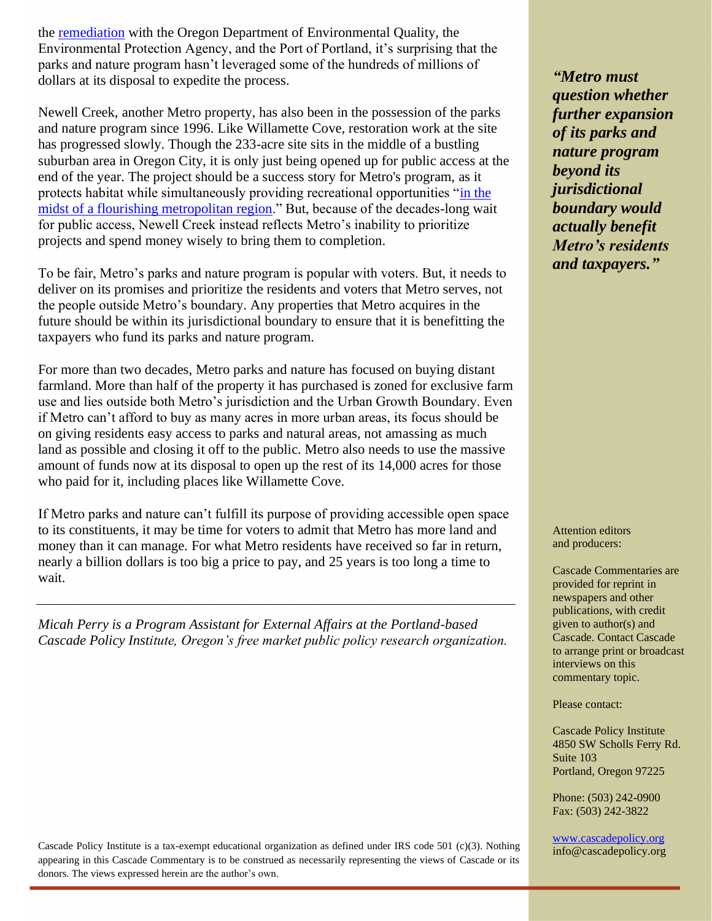the remediation with the Oregon Department of Environmental Quality, the Environmental Protection Agency, and the Port of Portland, it's surprising that the parks and nature program hasn't leveraged some of the hundreds of millions of dollars at its disposal to expedite the process.

Newell Creek, another Metro property, has also been in the possession of the parks and nature program since 1996. Like Willamette Cove, restoration work at the site has progressed slowly. Though the 233-acre site sits in the middle of a bustling suburban area in Oregon City, it is only just being opened up for public access at the end of the year. The project should be a success story for Metro's program, as it protects habitat while simultaneously providing recreational opportunities "in the midst of a flourishing metropolitan region." But, because of the decades-long wait for public access, Newell Creek instead reflects Metro's inability to prioritize projects and spend money wisely to bring them to completion.

To be fair, Metro's parks and nature program is popular with voters. But, it needs to deliver on its promises and prioritize the residents and voters that Metro serves, not the people outside Metro's boundary. Any properties that Metro acquires in the future should be within its jurisdictional boundary to ensure that it is benefitting the taxpayers who fund its parks and nature program.

For more than two decades, Metro parks and nature has focused on buying distant farmland. More than half of the property it has purchased is zoned for exclusive farm use and lies outside both Metro's jurisdiction and the Urban Growth Boundary. Even if Metro can't afford to buy as many acres in more urban areas, its focus should be on giving residents easy access to parks and natural areas, not amassing as much land as possible and closing it off to the public. Metro also needs to use the massive amount of funds now at its disposal to open up the rest of its 14,000 acres for those who paid for it, including places like Willamette Cove.

If Metro parks and nature can't fulfill its purpose of providing accessible open space to its constituents, it may be time for voters to admit that Metro has more land and money than it can manage. For what Metro residents have received so far in return, nearly a billion dollars is too big a price to pay, and 25 years is too long a time to wait.

---

*Micah Perry is a Program Assistant for External Affairs at the Portland-based Cascade Policy Institute, Oregon's free market public policy research organization.*

***"Metro must question whether further expansion of its parks and nature program beyond its jurisdictional boundary would actually benefit Metro's residents and taxpayers."***

Attention editors and producers:

Cascade Commentaries are provided for reprint in newspapers and other publications, with credit given to author(s) and Cascade. Contact Cascade to arrange print or broadcast interviews on this commentary topic.

Please contact:

Cascade Policy Institute
4850 SW Scholls Ferry Rd.
Suite 103
Portland, Oregon 97225

Phone: (503) 242-0900
Fax: (503) 242-3822

www.cascadepolicy.org
info@cascadepolicy.org

Cascade Policy Institute is a tax-exempt educational organization as defined under IRS code 501 (c)(3). Nothing appearing in this Cascade Commentary is to be construed as necessarily representing the views of Cascade or its donors. The views expressed herein are the author's own.